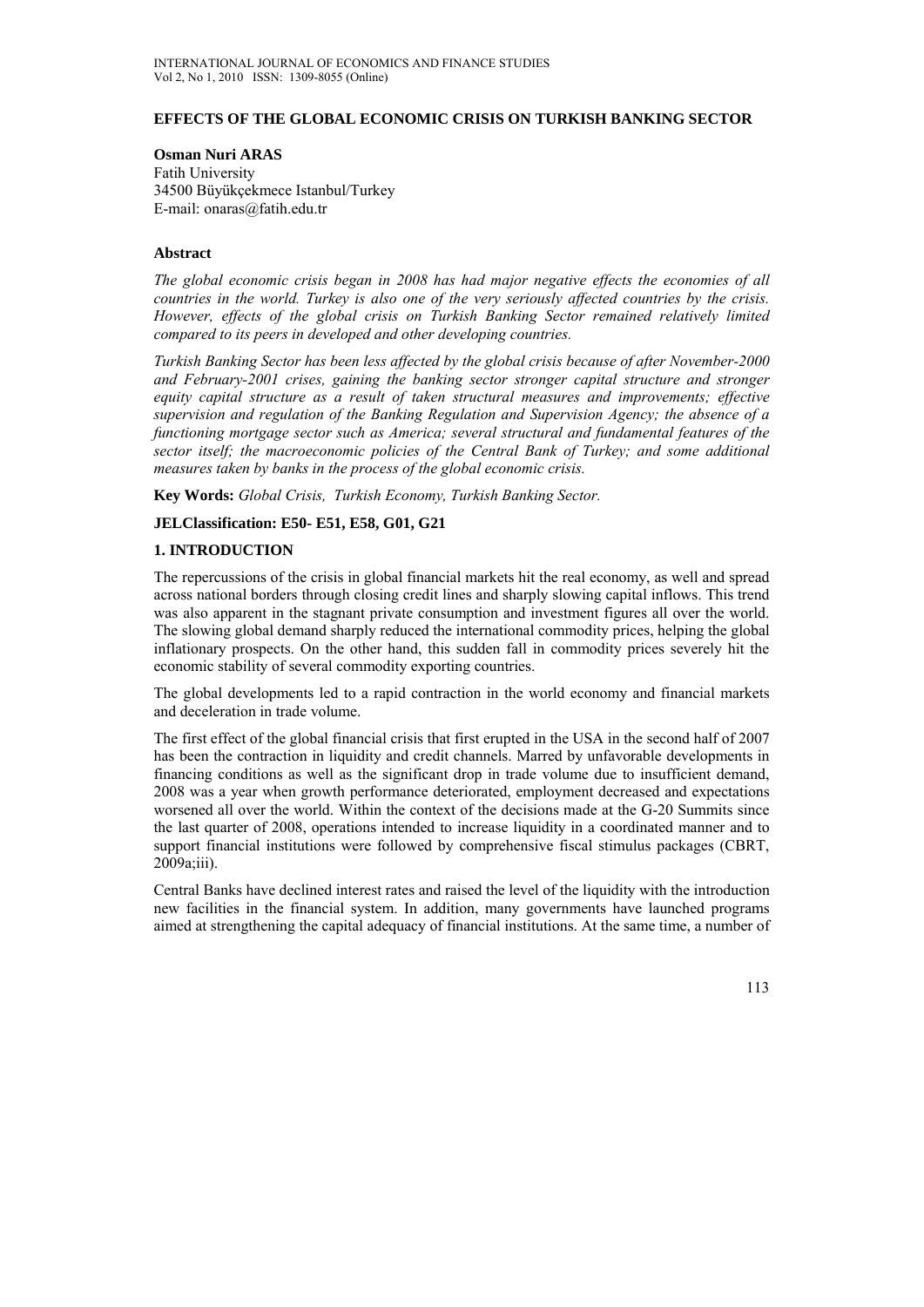# EFFECTS OF THE GLOBAL ECONOMIC CRISIS ON TURKISH BANKING SECTOR

**Osman Nuri ARAS**
Fatih University
34500 Büyükçekmece Istanbul/Turkey
E-mail: onaras@fatih.edu.tr

### Abstract

*The global economic crisis began in 2008 has had major negative effects the economies of all countries in the world. Turkey is also one of the very seriously affected countries by the crisis. However, effects of the global crisis on Turkish Banking Sector remained relatively limited compared to its peers in developed and other developing countries.*

*Turkish Banking Sector has been less affected by the global crisis because of after November-2000 and February-2001 crises, gaining the banking sector stronger capital structure and stronger equity capital structure as a result of taken structural measures and improvements; effective supervision and regulation of the Banking Regulation and Supervision Agency; the absence of a functioning mortgage sector such as America; several structural and fundamental features of the sector itself; the macroeconomic policies of the Central Bank of Turkey; and some additional measures taken by banks in the process of the global economic crisis.*

**Key Words:** *Global Crisis, Turkish Economy, Turkish Banking Sector.*

**JELClassification: E50- E51, E58, G01, G21**

## 1. INTRODUCTION

The repercussions of the crisis in global financial markets hit the real economy, as well and spread across national borders through closing credit lines and sharply slowing capital inflows. This trend was also apparent in the stagnant private consumption and investment figures all over the world. The slowing global demand sharply reduced the international commodity prices, helping the global inflationary prospects. On the other hand, this sudden fall in commodity prices severely hit the economic stability of several commodity exporting countries.

The global developments led to a rapid contraction in the world economy and financial markets and deceleration in trade volume.

The first effect of the global financial crisis that first erupted in the USA in the second half of 2007 has been the contraction in liquidity and credit channels. Marred by unfavorable developments in financing conditions as well as the significant drop in trade volume due to insufficient demand, 2008 was a year when growth performance deteriorated, employment decreased and expectations worsened all over the world. Within the context of the decisions made at the G-20 Summits since the last quarter of 2008, operations intended to increase liquidity in a coordinated manner and to support financial institutions were followed by comprehensive fiscal stimulus packages (CBRT, 2009a;iii).

Central Banks have declined interest rates and raised the level of the liquidity with the introduction new facilities in the financial system. In addition, many governments have launched programs aimed at strengthening the capital adequacy of financial institutions. At the same time, a number of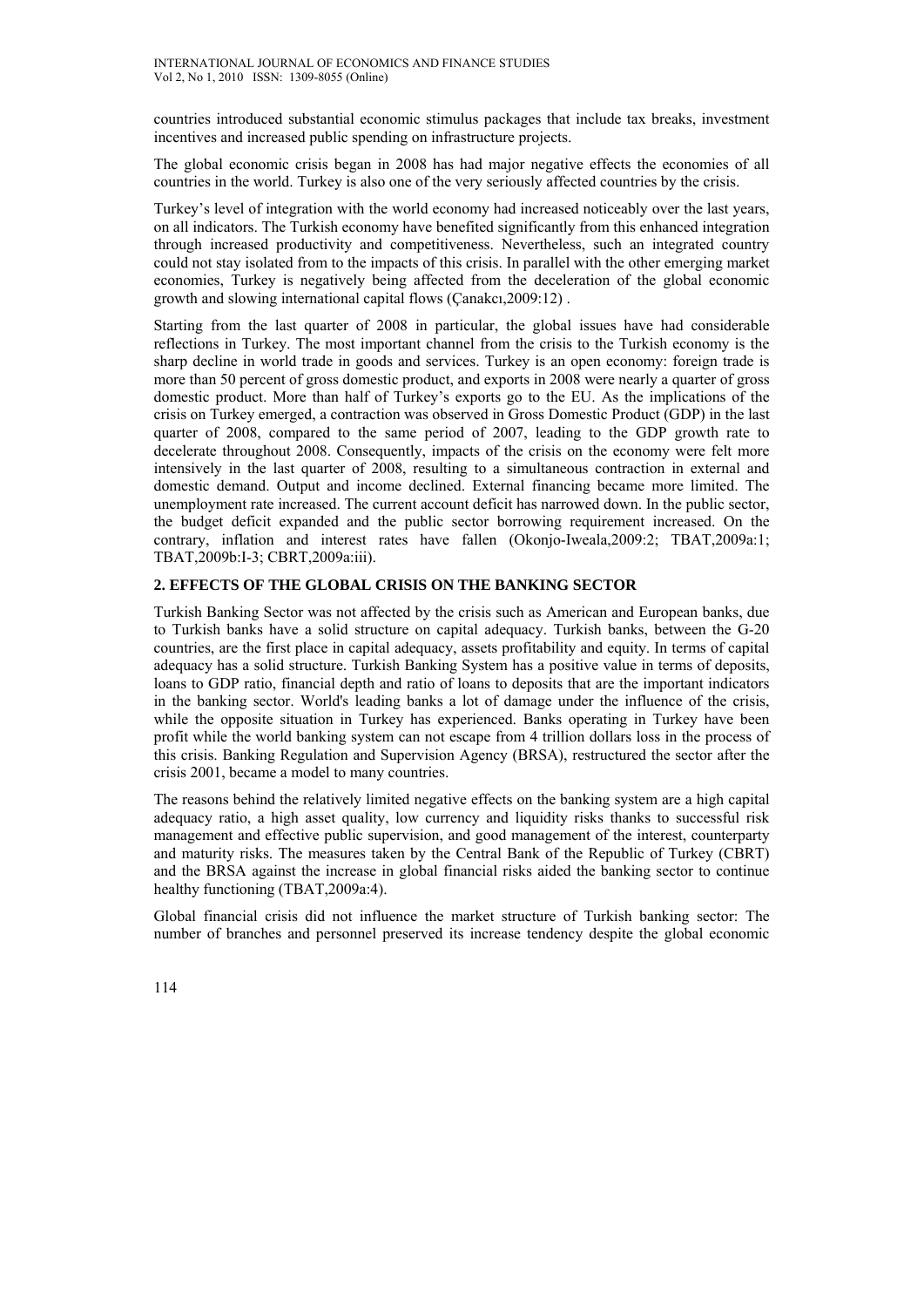countries introduced substantial economic stimulus packages that include tax breaks, investment incentives and increased public spending on infrastructure projects.

The global economic crisis began in 2008 has had major negative effects the economies of all countries in the world. Turkey is also one of the very seriously affected countries by the crisis.

Turkey's level of integration with the world economy had increased noticeably over the last years, on all indicators. The Turkish economy have benefited significantly from this enhanced integration through increased productivity and competitiveness. Nevertheless, such an integrated country could not stay isolated from to the impacts of this crisis. In parallel with the other emerging market economies, Turkey is negatively being affected from the deceleration of the global economic growth and slowing international capital flows (Çanakcı,2009:12) .

Starting from the last quarter of 2008 in particular, the global issues have had considerable reflections in Turkey. The most important channel from the crisis to the Turkish economy is the sharp decline in world trade in goods and services. Turkey is an open economy: foreign trade is more than 50 percent of gross domestic product, and exports in 2008 were nearly a quarter of gross domestic product. More than half of Turkey's exports go to the EU. As the implications of the crisis on Turkey emerged, a contraction was observed in Gross Domestic Product (GDP) in the last quarter of 2008, compared to the same period of 2007, leading to the GDP growth rate to decelerate throughout 2008. Consequently, impacts of the crisis on the economy were felt more intensively in the last quarter of 2008, resulting to a simultaneous contraction in external and domestic demand. Output and income declined. External financing became more limited. The unemployment rate increased. The current account deficit has narrowed down. In the public sector, the budget deficit expanded and the public sector borrowing requirement increased. On the contrary, inflation and interest rates have fallen (Okonjo-Iweala,2009:2; TBAT,2009a:1; TBAT,2009b:I-3; CBRT,2009a:iii).

## 2. EFFECTS OF THE GLOBAL CRISIS ON THE BANKING SECTOR

Turkish Banking Sector was not affected by the crisis such as American and European banks, due to Turkish banks have a solid structure on capital adequacy. Turkish banks, between the G-20 countries, are the first place in capital adequacy, assets profitability and equity. In terms of capital adequacy has a solid structure. Turkish Banking System has a positive value in terms of deposits, loans to GDP ratio, financial depth and ratio of loans to deposits that are the important indicators in the banking sector. World's leading banks a lot of damage under the influence of the crisis, while the opposite situation in Turkey has experienced. Banks operating in Turkey have been profit while the world banking system can not escape from 4 trillion dollars loss in the process of this crisis. Banking Regulation and Supervision Agency (BRSA), restructured the sector after the crisis 2001, became a model to many countries.

The reasons behind the relatively limited negative effects on the banking system are a high capital adequacy ratio, a high asset quality, low currency and liquidity risks thanks to successful risk management and effective public supervision, and good management of the interest, counterparty and maturity risks. The measures taken by the Central Bank of the Republic of Turkey (CBRT) and the BRSA against the increase in global financial risks aided the banking sector to continue healthy functioning (TBAT,2009a:4).

Global financial crisis did not influence the market structure of Turkish banking sector: The number of branches and personnel preserved its increase tendency despite the global economic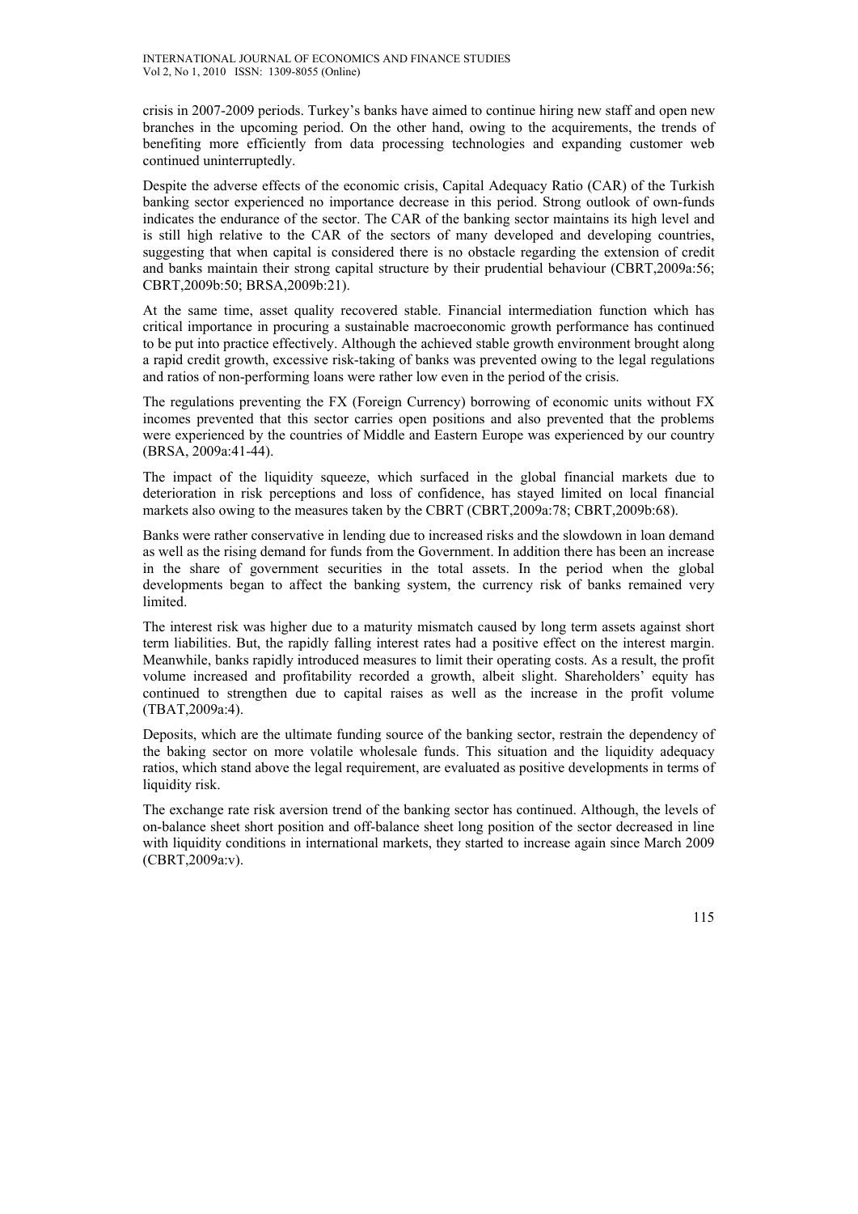crisis in 2007-2009 periods. Turkey's banks have aimed to continue hiring new staff and open new branches in the upcoming period. On the other hand, owing to the acquirements, the trends of benefiting more efficiently from data processing technologies and expanding customer web continued uninterruptedly.

Despite the adverse effects of the economic crisis, Capital Adequacy Ratio (CAR) of the Turkish banking sector experienced no importance decrease in this period. Strong outlook of own-funds indicates the endurance of the sector. The CAR of the banking sector maintains its high level and is still high relative to the CAR of the sectors of many developed and developing countries, suggesting that when capital is considered there is no obstacle regarding the extension of credit and banks maintain their strong capital structure by their prudential behaviour (CBRT,2009a:56; CBRT,2009b:50; BRSA,2009b:21).

At the same time, asset quality recovered stable. Financial intermediation function which has critical importance in procuring a sustainable macroeconomic growth performance has continued to be put into practice effectively. Although the achieved stable growth environment brought along a rapid credit growth, excessive risk-taking of banks was prevented owing to the legal regulations and ratios of non-performing loans were rather low even in the period of the crisis.

The regulations preventing the FX (Foreign Currency) borrowing of economic units without FX incomes prevented that this sector carries open positions and also prevented that the problems were experienced by the countries of Middle and Eastern Europe was experienced by our country (BRSA, 2009a:41-44).

The impact of the liquidity squeeze, which surfaced in the global financial markets due to deterioration in risk perceptions and loss of confidence, has stayed limited on local financial markets also owing to the measures taken by the CBRT (CBRT,2009a:78; CBRT,2009b:68).

Banks were rather conservative in lending due to increased risks and the slowdown in loan demand as well as the rising demand for funds from the Government. In addition there has been an increase in the share of government securities in the total assets. In the period when the global developments began to affect the banking system, the currency risk of banks remained very limited.

The interest risk was higher due to a maturity mismatch caused by long term assets against short term liabilities. But, the rapidly falling interest rates had a positive effect on the interest margin. Meanwhile, banks rapidly introduced measures to limit their operating costs. As a result, the profit volume increased and profitability recorded a growth, albeit slight. Shareholders' equity has continued to strengthen due to capital raises as well as the increase in the profit volume (TBAT,2009a:4).

Deposits, which are the ultimate funding source of the banking sector, restrain the dependency of the baking sector on more volatile wholesale funds. This situation and the liquidity adequacy ratios, which stand above the legal requirement, are evaluated as positive developments in terms of liquidity risk.

The exchange rate risk aversion trend of the banking sector has continued. Although, the levels of on-balance sheet short position and off-balance sheet long position of the sector decreased in line with liquidity conditions in international markets, they started to increase again since March 2009 (CBRT,2009a:v).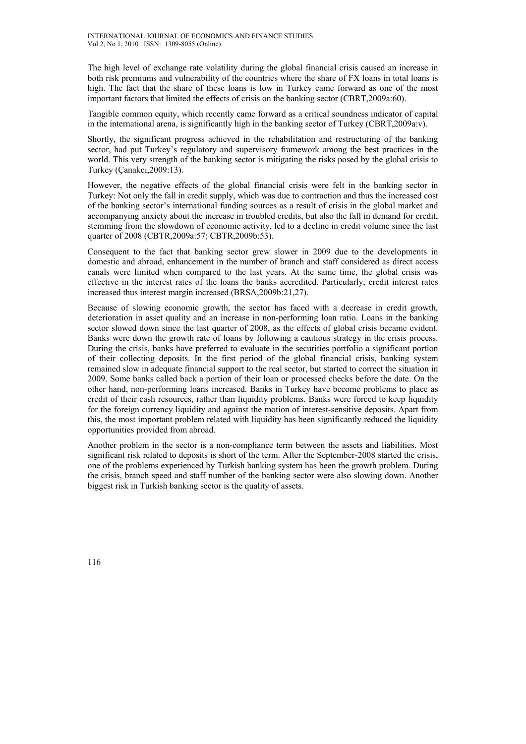The high level of exchange rate volatility during the global financial crisis caused an increase in both risk premiums and vulnerability of the countries where the share of FX loans in total loans is high. The fact that the share of these loans is low in Turkey came forward as one of the most important factors that limited the effects of crisis on the banking sector (CBRT,2009a:60).

Tangible common equity, which recently came forward as a critical soundness indicator of capital in the international arena, is significantly high in the banking sector of Turkey (CBRT,2009a:v).

Shortly, the significant progress achieved in the rehabilitation and restructuring of the banking sector, had put Turkey's regulatory and supervisory framework among the best practices in the world. This very strength of the banking sector is mitigating the risks posed by the global crisis to Turkey (Çanakcı,2009:13).

However, the negative effects of the global financial crisis were felt in the banking sector in Turkey: Not only the fall in credit supply, which was due to contraction and thus the increased cost of the banking sector's international funding sources as a result of crisis in the global market and accompanying anxiety about the increase in troubled credits, but also the fall in demand for credit, stemming from the slowdown of economic activity, led to a decline in credit volume since the last quarter of 2008 (CBTR,2009a:57; CBTR,2009b:53).

Consequent to the fact that banking sector grew slower in 2009 due to the developments in domestic and abroad, enhancement in the number of branch and staff considered as direct access canals were limited when compared to the last years. At the same time, the global crisis was effective in the interest rates of the loans the banks accredited. Particularly, credit interest rates increased thus interest margin increased (BRSA,2009b:21,27).

Because of slowing economic growth, the sector has faced with a decrease in credit growth, deterioration in asset quality and an increase in non-performing loan ratio. Loans in the banking sector slowed down since the last quarter of 2008, as the effects of global crisis became evident. Banks were down the growth rate of loans by following a cautious strategy in the crisis process. During the crisis, banks have preferred to evaluate in the securities portfolio a significant portion of their collecting deposits. In the first period of the global financial crisis, banking system remained slow in adequate financial support to the real sector, but started to correct the situation in 2009. Some banks called back a portion of their loan or processed checks before the date. On the other hand, non-performing loans increased. Banks in Turkey have become problems to place as credit of their cash resources, rather than liquidity problems. Banks were forced to keep liquidity for the foreign currency liquidity and against the motion of interest-sensitive deposits. Apart from this, the most important problem related with liquidity has been significantly reduced the liquidity opportunities provided from abroad.

Another problem in the sector is a non-compliance term between the assets and liabilities. Most significant risk related to deposits is short of the term. After the September-2008 started the crisis, one of the problems experienced by Turkish banking system has been the growth problem. During the crisis, branch speed and staff number of the banking sector were also slowing down. Another biggest risk in Turkish banking sector is the quality of assets.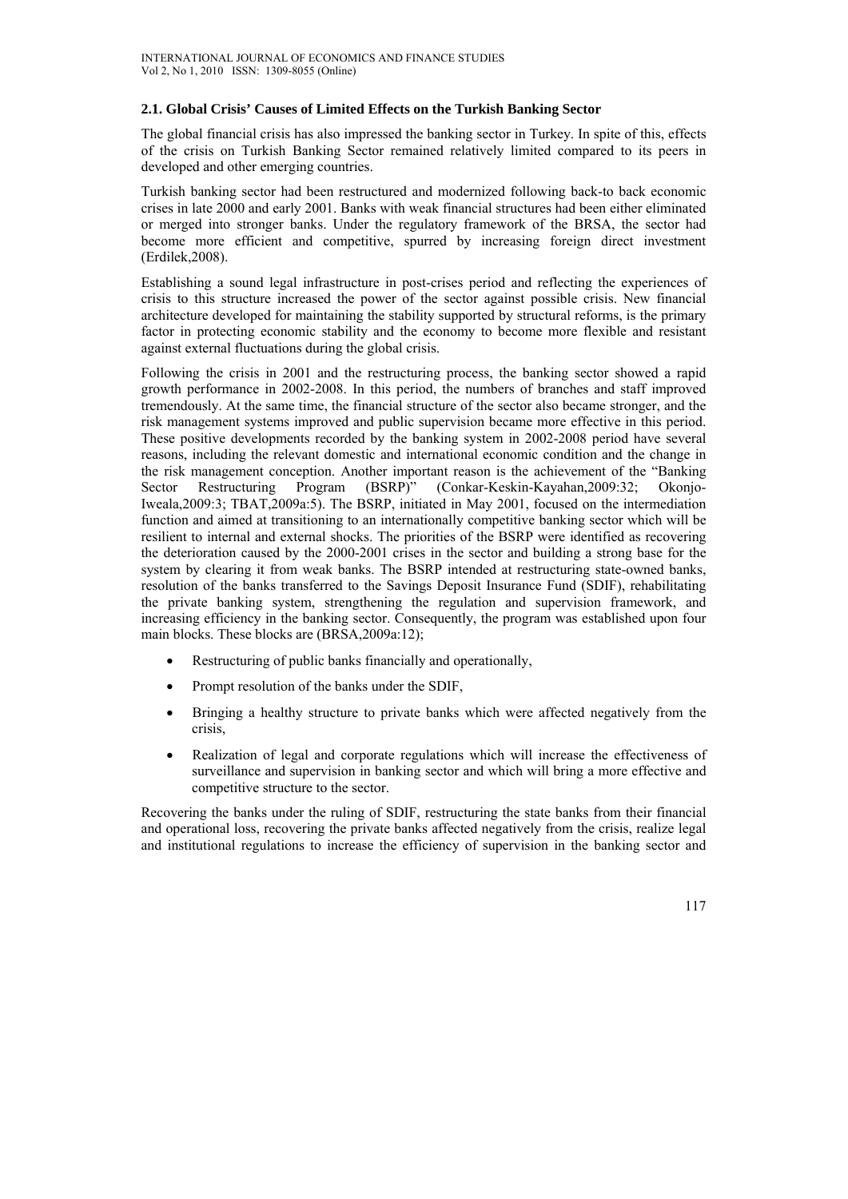### 2.1. Global Crisis' Causes of Limited Effects on the Turkish Banking Sector

The global financial crisis has also impressed the banking sector in Turkey. In spite of this, effects of the crisis on Turkish Banking Sector remained relatively limited compared to its peers in developed and other emerging countries.

Turkish banking sector had been restructured and modernized following back-to back economic crises in late 2000 and early 2001. Banks with weak financial structures had been either eliminated or merged into stronger banks. Under the regulatory framework of the BRSA, the sector had become more efficient and competitive, spurred by increasing foreign direct investment (Erdilek,2008).

Establishing a sound legal infrastructure in post-crises period and reflecting the experiences of crisis to this structure increased the power of the sector against possible crisis. New financial architecture developed for maintaining the stability supported by structural reforms, is the primary factor in protecting economic stability and the economy to become more flexible and resistant against external fluctuations during the global crisis.

Following the crisis in 2001 and the restructuring process, the banking sector showed a rapid growth performance in 2002-2008. In this period, the numbers of branches and staff improved tremendously. At the same time, the financial structure of the sector also became stronger, and the risk management systems improved and public supervision became more effective in this period. These positive developments recorded by the banking system in 2002-2008 period have several reasons, including the relevant domestic and international economic condition and the change in the risk management conception. Another important reason is the achievement of the "Banking Sector Restructuring Program (BSRP)" (Conkar-Keskin-Kayahan,2009:32; Okonjo-Iweala,2009:3; TBAT,2009a:5). The BSRP, initiated in May 2001, focused on the intermediation function and aimed at transitioning to an internationally competitive banking sector which will be resilient to internal and external shocks. The priorities of the BSRP were identified as recovering the deterioration caused by the 2000-2001 crises in the sector and building a strong base for the system by clearing it from weak banks. The BSRP intended at restructuring state-owned banks, resolution of the banks transferred to the Savings Deposit Insurance Fund (SDIF), rehabilitating the private banking system, strengthening the regulation and supervision framework, and increasing efficiency in the banking sector. Consequently, the program was established upon four main blocks. These blocks are (BRSA,2009a:12);

- Restructuring of public banks financially and operationally,
- Prompt resolution of the banks under the SDIF,
- Bringing a healthy structure to private banks which were affected negatively from the crisis,
- Realization of legal and corporate regulations which will increase the effectiveness of surveillance and supervision in banking sector and which will bring a more effective and competitive structure to the sector.

Recovering the banks under the ruling of SDIF, restructuring the state banks from their financial and operational loss, recovering the private banks affected negatively from the crisis, realize legal and institutional regulations to increase the efficiency of supervision in the banking sector and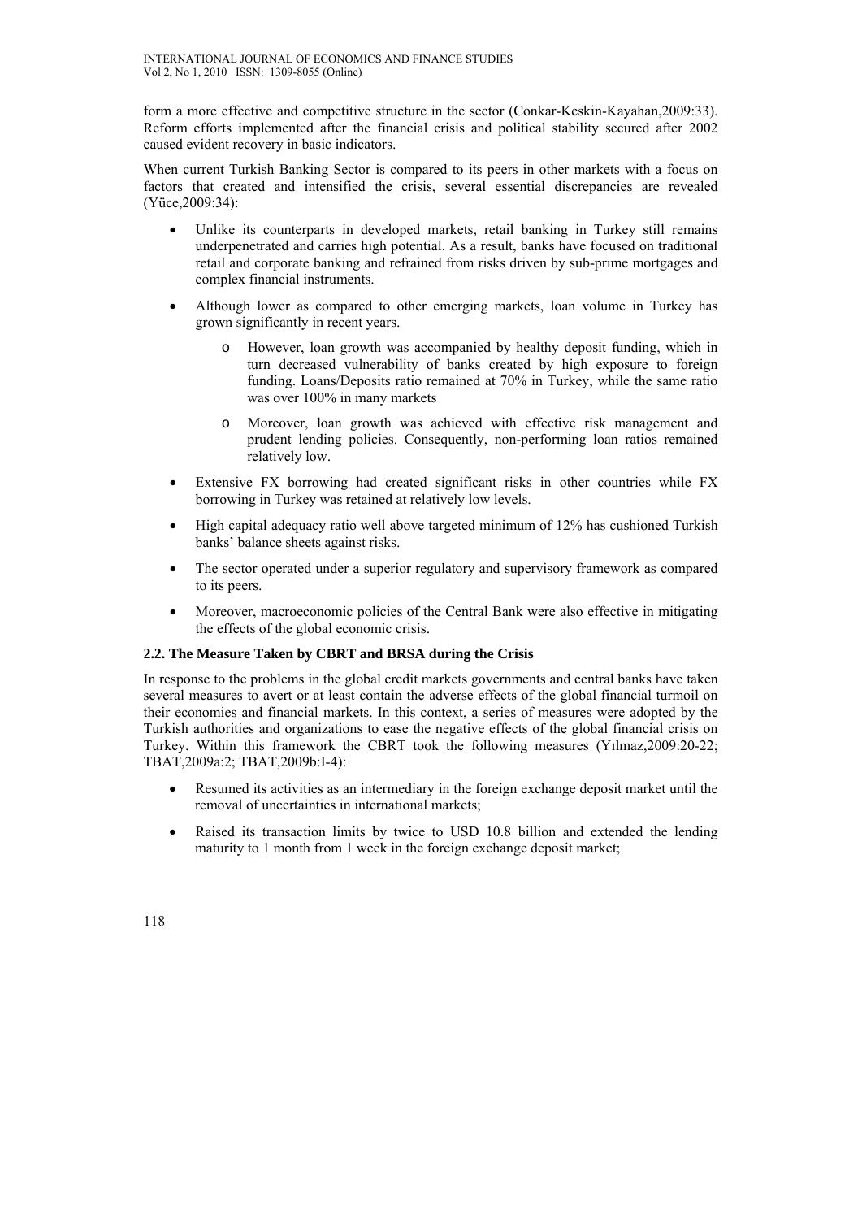form a more effective and competitive structure in the sector (Conkar-Keskin-Kayahan,2009:33). Reform efforts implemented after the financial crisis and political stability secured after 2002 caused evident recovery in basic indicators.

When current Turkish Banking Sector is compared to its peers in other markets with a focus on factors that created and intensified the crisis, several essential discrepancies are revealed (Yüce,2009:34):

- Unlike its counterparts in developed markets, retail banking in Turkey still remains underpenetrated and carries high potential. As a result, banks have focused on traditional retail and corporate banking and refrained from risks driven by sub-prime mortgages and complex financial instruments.
- Although lower as compared to other emerging markets, loan volume in Turkey has grown significantly in recent years.
  - However, loan growth was accompanied by healthy deposit funding, which in turn decreased vulnerability of banks created by high exposure to foreign funding. Loans/Deposits ratio remained at 70% in Turkey, while the same ratio was over 100% in many markets
  - Moreover, loan growth was achieved with effective risk management and prudent lending policies. Consequently, non-performing loan ratios remained relatively low.
- Extensive FX borrowing had created significant risks in other countries while FX borrowing in Turkey was retained at relatively low levels.
- High capital adequacy ratio well above targeted minimum of 12% has cushioned Turkish banks' balance sheets against risks.
- The sector operated under a superior regulatory and supervisory framework as compared to its peers.
- Moreover, macroeconomic policies of the Central Bank were also effective in mitigating the effects of the global economic crisis.

### 2.2. The Measure Taken by CBRT and BRSA during the Crisis

In response to the problems in the global credit markets governments and central banks have taken several measures to avert or at least contain the adverse effects of the global financial turmoil on their economies and financial markets. In this context, a series of measures were adopted by the Turkish authorities and organizations to ease the negative effects of the global financial crisis on Turkey. Within this framework the CBRT took the following measures (Yılmaz,2009:20-22; TBAT,2009a:2; TBAT,2009b:I-4):

- Resumed its activities as an intermediary in the foreign exchange deposit market until the removal of uncertainties in international markets;
- Raised its transaction limits by twice to USD 10.8 billion and extended the lending maturity to 1 month from 1 week in the foreign exchange deposit market;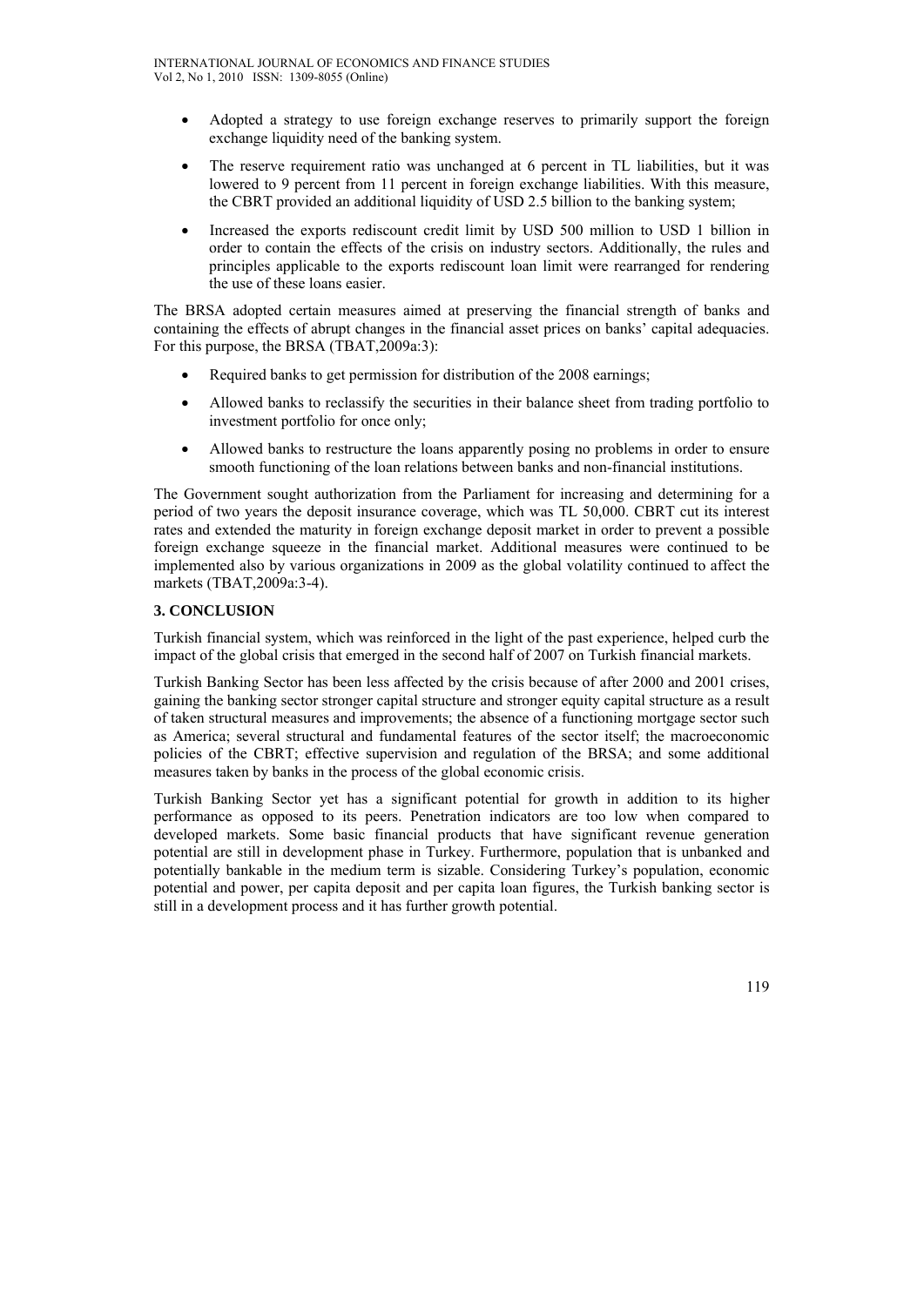- Adopted a strategy to use foreign exchange reserves to primarily support the foreign exchange liquidity need of the banking system.
- The reserve requirement ratio was unchanged at 6 percent in TL liabilities, but it was lowered to 9 percent from 11 percent in foreign exchange liabilities. With this measure, the CBRT provided an additional liquidity of USD 2.5 billion to the banking system;
- Increased the exports rediscount credit limit by USD 500 million to USD 1 billion in order to contain the effects of the crisis on industry sectors. Additionally, the rules and principles applicable to the exports rediscount loan limit were rearranged for rendering the use of these loans easier.

The BRSA adopted certain measures aimed at preserving the financial strength of banks and containing the effects of abrupt changes in the financial asset prices on banks' capital adequacies. For this purpose, the BRSA (TBAT,2009a:3):

- Required banks to get permission for distribution of the 2008 earnings;
- Allowed banks to reclassify the securities in their balance sheet from trading portfolio to investment portfolio for once only;
- Allowed banks to restructure the loans apparently posing no problems in order to ensure smooth functioning of the loan relations between banks and non-financial institutions.

The Government sought authorization from the Parliament for increasing and determining for a period of two years the deposit insurance coverage, which was TL 50,000. CBRT cut its interest rates and extended the maturity in foreign exchange deposit market in order to prevent a possible foreign exchange squeeze in the financial market. Additional measures were continued to be implemented also by various organizations in 2009 as the global volatility continued to affect the markets (TBAT,2009a:3-4).

## 3. CONCLUSION

Turkish financial system, which was reinforced in the light of the past experience, helped curb the impact of the global crisis that emerged in the second half of 2007 on Turkish financial markets.

Turkish Banking Sector has been less affected by the crisis because of after 2000 and 2001 crises, gaining the banking sector stronger capital structure and stronger equity capital structure as a result of taken structural measures and improvements; the absence of a functioning mortgage sector such as America; several structural and fundamental features of the sector itself; the macroeconomic policies of the CBRT; effective supervision and regulation of the BRSA; and some additional measures taken by banks in the process of the global economic crisis.

Turkish Banking Sector yet has a significant potential for growth in addition to its higher performance as opposed to its peers. Penetration indicators are too low when compared to developed markets. Some basic financial products that have significant revenue generation potential are still in development phase in Turkey. Furthermore, population that is unbanked and potentially bankable in the medium term is sizable. Considering Turkey's population, economic potential and power, per capita deposit and per capita loan figures, the Turkish banking sector is still in a development process and it has further growth potential.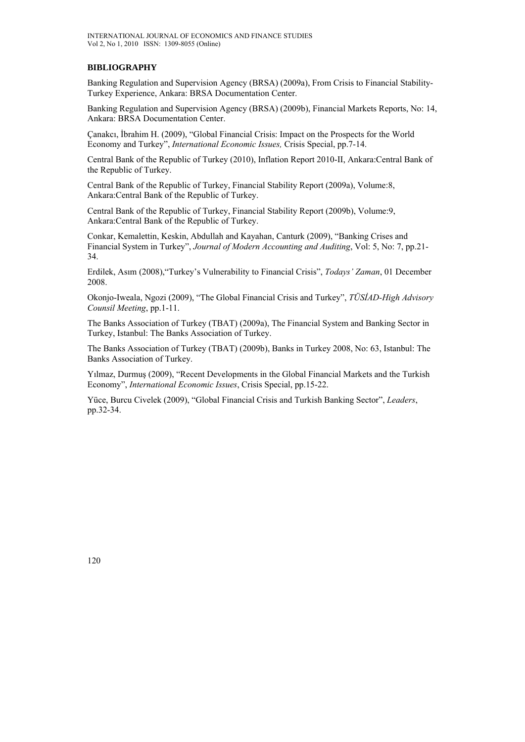## BIBLIOGRAPHY

Banking Regulation and Supervision Agency (BRSA) (2009a), From Crisis to Financial Stability-Turkey Experience, Ankara: BRSA Documentation Center.

Banking Regulation and Supervision Agency (BRSA) (2009b), Financial Markets Reports, No: 14, Ankara: BRSA Documentation Center.

Çanakcı, İbrahim H. (2009), "Global Financial Crisis: Impact on the Prospects for the World Economy and Turkey", *International Economic Issues,* Crisis Special, pp.7-14.

Central Bank of the Republic of Turkey (2010), Inflation Report 2010-II, Ankara:Central Bank of the Republic of Turkey.

Central Bank of the Republic of Turkey, Financial Stability Report (2009a), Volume:8, Ankara:Central Bank of the Republic of Turkey.

Central Bank of the Republic of Turkey, Financial Stability Report (2009b), Volume:9, Ankara:Central Bank of the Republic of Turkey.

Conkar, Kemalettin, Keskin, Abdullah and Kayahan, Canturk (2009), "Banking Crises and Financial System in Turkey", *Journal of Modern Accounting and Auditing*, Vol: 5, No: 7, pp.21-34.

Erdilek, Asım (2008),"Turkey's Vulnerability to Financial Crisis", *Todays' Zaman*, 01 December 2008.

Okonjo-Iweala, Ngozi (2009), "The Global Financial Crisis and Turkey", *TÜSİAD-High Advisory Counsil Meeting*, pp.1-11.

The Banks Association of Turkey (TBAT) (2009a), The Financial System and Banking Sector in Turkey, Istanbul: The Banks Association of Turkey.

The Banks Association of Turkey (TBAT) (2009b), Banks in Turkey 2008, No: 63, Istanbul: The Banks Association of Turkey.

Yılmaz, Durmuş (2009), "Recent Developments in the Global Financial Markets and the Turkish Economy", *International Economic Issues*, Crisis Special, pp.15-22.

Yüce, Burcu Civelek (2009), "Global Financial Crisis and Turkish Banking Sector", *Leaders*, pp.32-34.